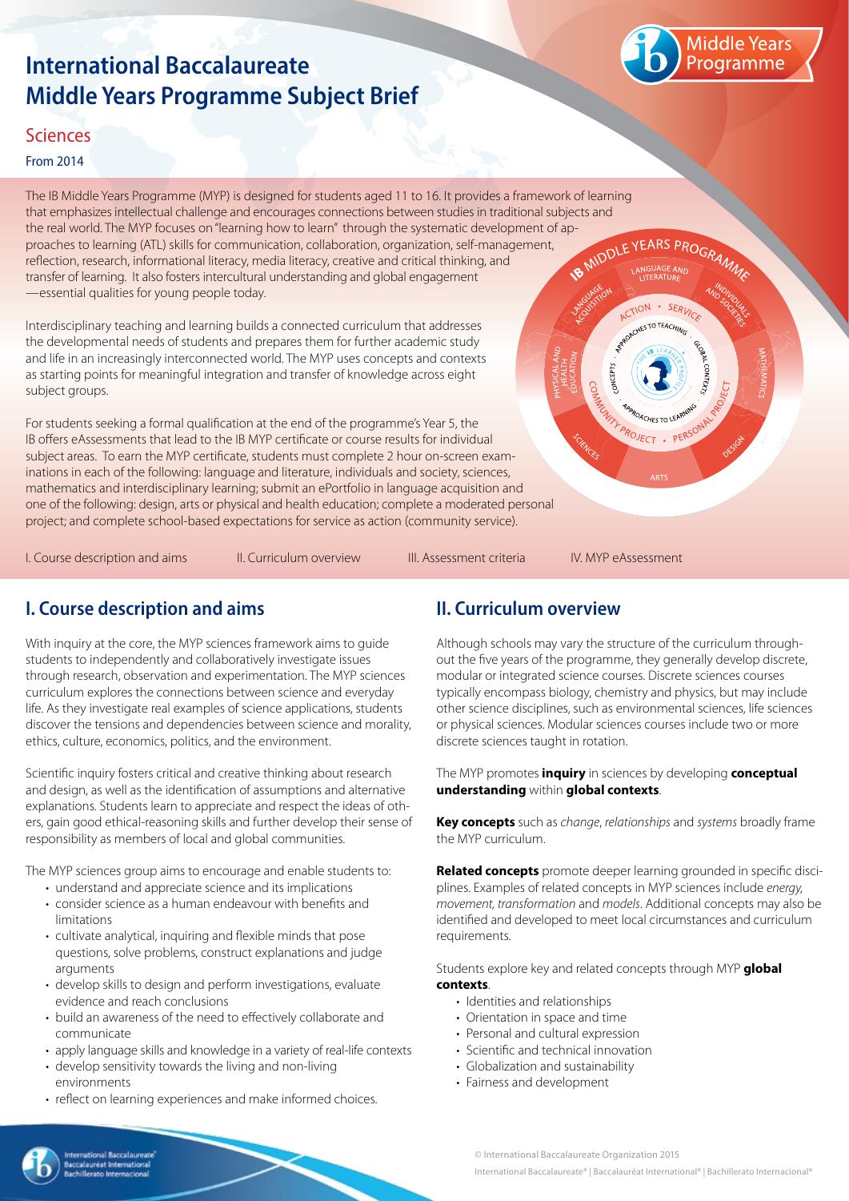# International Baccalaureate Middle Years Programme Subject Brief

## Sciences

From 2014

The IB Middle Years Programme (MYP) is designed for students aged 11 to 16. It provides a framework of learning that emphasizes intellectual challenge and encourages connections between studies in traditional subjects and the real world. The MYP focuses on "learning how to learn" through the systematic development of approaches to learning (ATL) skills for communication, collaboration, organization, self-management, reflection, research, informational literacy, media literacy, creative and critical thinking, and transfer of learning. It also fosters intercultural understanding and global engagement —essential qualities for young people today.

Interdisciplinary teaching and learning builds a connected curriculum that addresses the developmental needs of students and prepares them for further academic study and life in an increasingly interconnected world. The MYP uses concepts and contexts as starting points for meaningful integration and transfer of knowledge across eight subject groups.

For students seeking a formal qualification at the end of the programme's Year 5, the IB offers eAssessments that lead to the IB MYP certificate or course results for individual subject areas. To earn the MYP certificate, students must complete 2 hour on-screen examinations in each of the following: language and literature, individuals and society, sciences, mathematics and interdisciplinary learning; submit an ePortfolio in language acquisition and one of the following: design, arts or physical and health education; complete a moderated personal project; and complete school-based expectations for service as action (community service).

I. Course description and aims II. Curriculum overview III. Assessment criteria IV. MYP eAssessment

## I. Course description and aims

With inquiry at the core, the MYP sciences framework aims to guide students to independently and collaboratively investigate issues through research, observation and experimentation. The MYP sciences curriculum explores the connections between science and everyday life. As they investigate real examples of science applications, students discover the tensions and dependencies between science and morality, ethics, culture, economics, politics, and the environment.

Scientific inquiry fosters critical and creative thinking about research and design, as well as the identification of assumptions and alternative explanations. Students learn to appreciate and respect the ideas of others, gain good ethical-reasoning skills and further develop their sense of responsibility as members of local and global communities.

The MYP sciences group aims to encourage and enable students to:

- understand and appreciate science and its implications
- consider science as a human endeavour with benefits and limitations
- cultivate analytical, inquiring and flexible minds that pose questions, solve problems, construct explanations and judge arguments
- develop skills to design and perform investigations, evaluate evidence and reach conclusions
- build an awareness of the need to effectively collaborate and communicate
- apply language skills and knowledge in a variety of real-life contexts
- develop sensitivity towards the living and non-living environments
- reflect on learning experiences and make informed choices.

## II. Curriculum overview

Although schools may vary the structure of the curriculum throughout the five years of the programme, they generally develop discrete, modular or integrated science courses. Discrete sciences courses typically encompass biology, chemistry and physics, but may include other science disciplines, such as environmental sciences, life sciences or physical sciences. Modular sciences courses include two or more discrete sciences taught in rotation.

The MYP promotes **inquiry** in sciences by developing **conceptual understanding** within **global contexts**.

**Key concepts** such as *change*, *relationships* and *systems* broadly frame the MYP curriculum.

**Related concepts** promote deeper learning grounded in specific disciplines. Examples of related concepts in MYP sciences include *energy, movement*, *transformation* and *models*. Additional concepts may also be identified and developed to meet local circumstances and curriculum requirements.

Students explore key and related concepts through MYP **global contexts**.

- Identities and relationships
- Orientation in space and time
- Personal and cultural expression
- Scientific and technical innovation
- Globalization and sustainability
- Fairness and development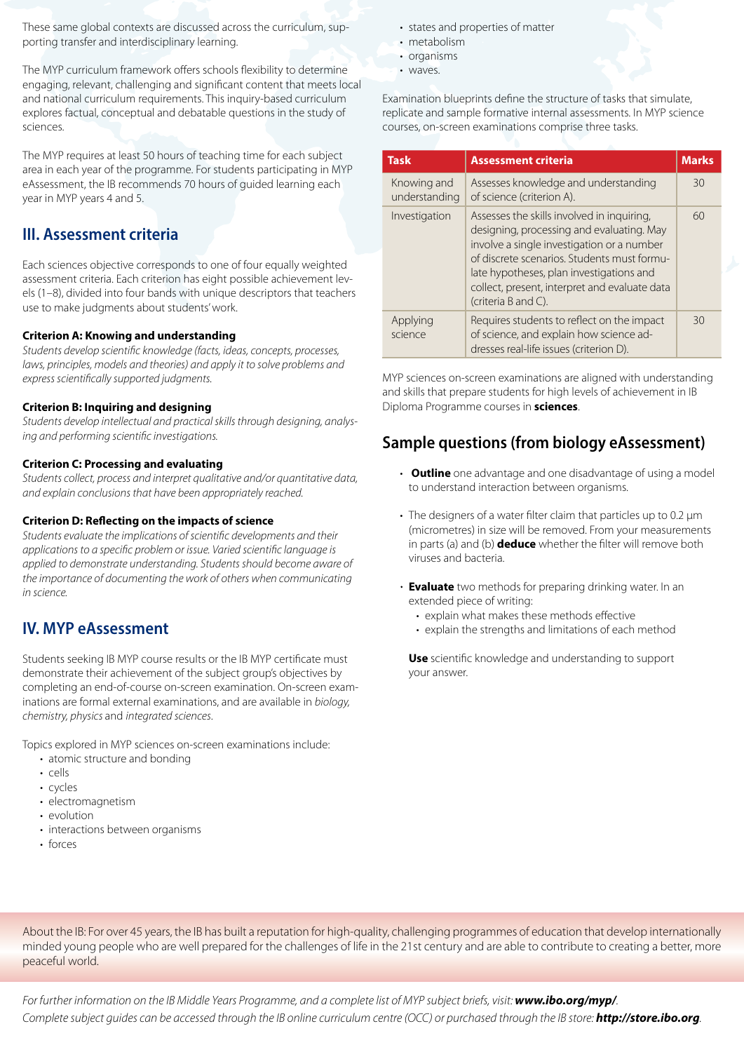These same global contexts are discussed across the curriculum, supporting transfer and interdisciplinary learning.

The MYP curriculum framework offers schools flexibility to determine engaging, relevant, challenging and significant content that meets local and national curriculum requirements. This inquiry-based curriculum explores factual, conceptual and debatable questions in the study of sciences.

The MYP requires at least 50 hours of teaching time for each subject area in each year of the programme. For students participating in MYP eAssessment, the IB recommends 70 hours of guided learning each year in MYP years 4 and 5.

## III. Assessment criteria

Each sciences objective corresponds to one of four equally weighted assessment criteria. Each criterion has eight possible achievement levels (1–8), divided into four bands with unique descriptors that teachers use to make judgments about students' work.

**Criterion A: Knowing and understanding**
*Students develop scientific knowledge (facts, ideas, concepts, processes, laws, principles, models and theories) and apply it to solve problems and express scientifically supported judgments.*

**Criterion B: Inquiring and designing**
*Students develop intellectual and practical skills through designing, analysing and performing scientific investigations.*

**Criterion C: Processing and evaluating**
*Students collect, process and interpret qualitative and/or quantitative data, and explain conclusions that have been appropriately reached.*

**Criterion D: Reflecting on the impacts of science**
*Students evaluate the implications of scientific developments and their applications to a specific problem or issue. Varied scientific language is applied to demonstrate understanding. Students should become aware of the importance of documenting the work of others when communicating in science.*

## IV. MYP eAssessment

Students seeking IB MYP course results or the IB MYP certificate must demonstrate their achievement of the subject group's objectives by completing an end-of-course on-screen examination. On-screen examinations are formal external examinations, and are available in *biology, chemistry, physics* and *integrated sciences*.

Topics explored in MYP sciences on-screen examinations include:

- atomic structure and bonding
- cells
- cycles
- electromagnetism
- evolution
- interactions between organisms
- forces
- states and properties of matter
- metabolism
- organisms
- waves.

Examination blueprints define the structure of tasks that simulate, replicate and sample formative internal assessments. In MYP science courses, on-screen examinations comprise three tasks.

| Task | Assessment criteria | Marks |
|---|---|---|
| Knowing and understanding | Assesses knowledge and understanding of science (criterion A). | 30 |
| Investigation | Assesses the skills involved in inquiring, designing, processing and evaluating. May involve a single investigation or a number of discrete scenarios. Students must formulate hypotheses, plan investigations and collect, present, interpret and evaluate data (criteria B and C). | 60 |
| Applying science | Requires students to reflect on the impact of science, and explain how science addresses real-life issues (criterion D). | 30 |

MYP sciences on-screen examinations are aligned with understanding and skills that prepare students for high levels of achievement in IB Diploma Programme courses in **sciences**.

## Sample questions (from biology eAssessment)

- **Outline** one advantage and one disadvantage of using a model to understand interaction between organisms.

- The designers of a water filter claim that particles up to 0.2 µm (micrometres) in size will be removed. From your measurements in parts (a) and (b) **deduce** whether the filter will remove both viruses and bacteria.

- **Evaluate** two methods for preparing drinking water. In an extended piece of writing:
  - explain what makes these methods effective
  - explain the strengths and limitations of each method

  **Use** scientific knowledge and understanding to support your answer.

About the IB: For over 45 years, the IB has built a reputation for high-quality, challenging programmes of education that develop internationally minded young people who are well prepared for the challenges of life in the 21st century and are able to contribute to creating a better, more peaceful world.

*For further information on the IB Middle Years Programme, and a complete list of MYP subject briefs, visit:* ***www.ibo.org/myp/****.*
*Complete subject guides can be accessed through the IB online curriculum centre (OCC) or purchased through the IB store:* ***http://store.ibo.org****.*